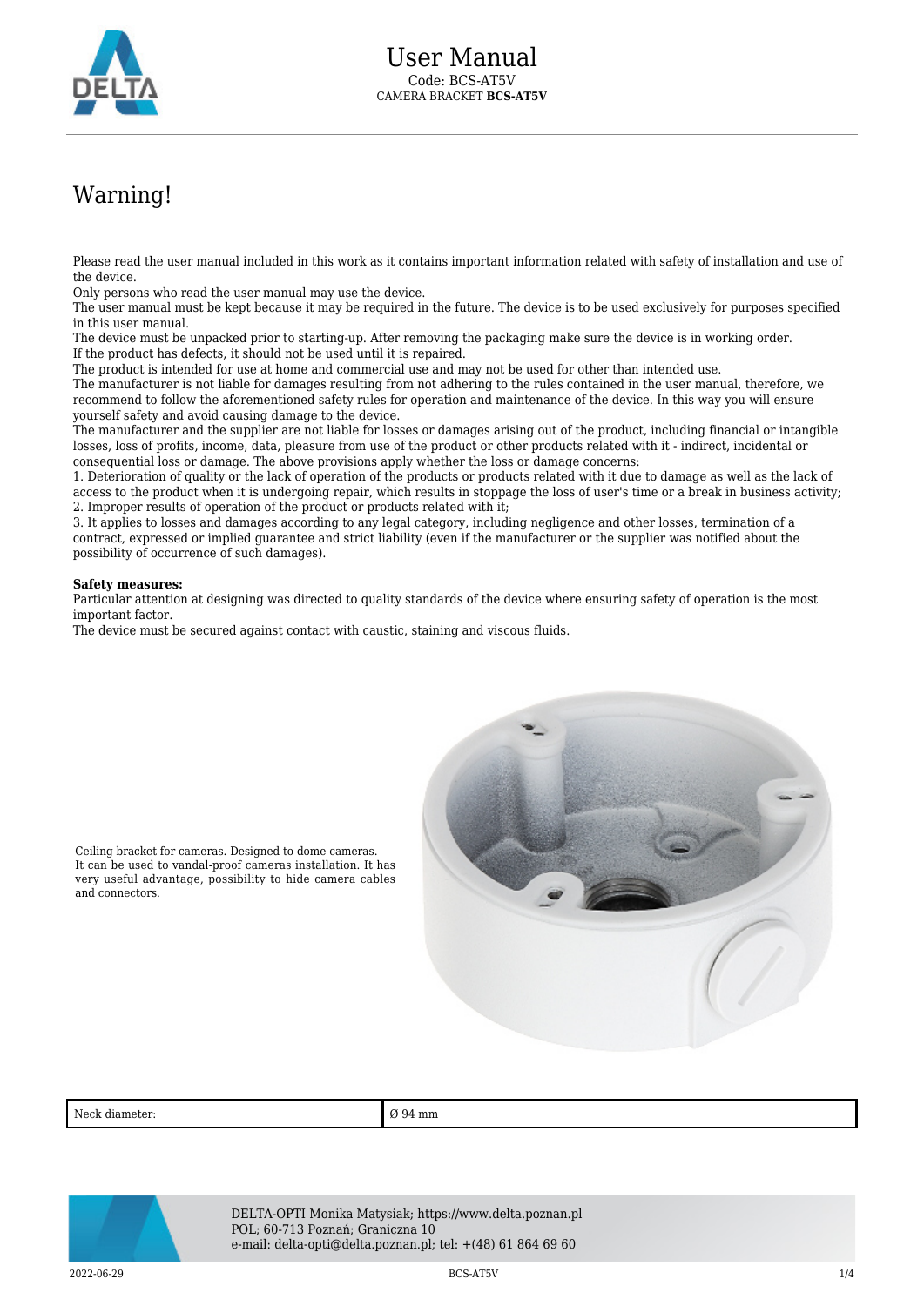# User Manual

Code: BCS-AT5V

CAMERA BRACKET **BCS-AT5V**

## Warning!

Please read the user manual included in this work as it contains important information related with safety of installation and use of the device.
Only persons who read the user manual may use the device.
The user manual must be kept because it may be required in the future. The device is to be used exclusively for purposes specified in this user manual.
The device must be unpacked prior to starting-up. After removing the packaging make sure the device is in working order.
If the product has defects, it should not be used until it is repaired.
The product is intended for use at home and commercial use and may not be used for other than intended use.
The manufacturer is not liable for damages resulting from not adhering to the rules contained in the user manual, therefore, we recommend to follow the aforementioned safety rules for operation and maintenance of the device. In this way you will ensure yourself safety and avoid causing damage to the device.
The manufacturer and the supplier are not liable for losses or damages arising out of the product, including financial or intangible losses, loss of profits, income, data, pleasure from use of the product or other products related with it - indirect, incidental or consequential loss or damage. The above provisions apply whether the loss or damage concerns:
1. Deterioration of quality or the lack of operation of the products or products related with it due to damage as well as the lack of access to the product when it is undergoing repair, which results in stoppage the loss of user's time or a break in business activity;
2. Improper results of operation of the product or products related with it;
3. It applies to losses and damages according to any legal category, including negligence and other losses, termination of a contract, expressed or implied guarantee and strict liability (even if the manufacturer or the supplier was notified about the possibility of occurrence of such damages).

**Safety measures:**
Particular attention at designing was directed to quality standards of the device where ensuring safety of operation is the most important factor.
The device must be secured against contact with caustic, staining and viscous fluids.

Ceiling bracket for cameras. Designed to dome cameras. It can be used to vandal-proof cameras installation. It has very useful advantage, possibility to hide camera cables and connectors.

| Neck diameter: | Ø 94 mm |
|---|---|

DELTA-OPTI Monika Matysiak; https://www.delta.poznan.pl
POL; 60-713 Poznań; Graniczna 10
e-mail: delta-opti@delta.poznan.pl; tel: +(48) 61 864 69 60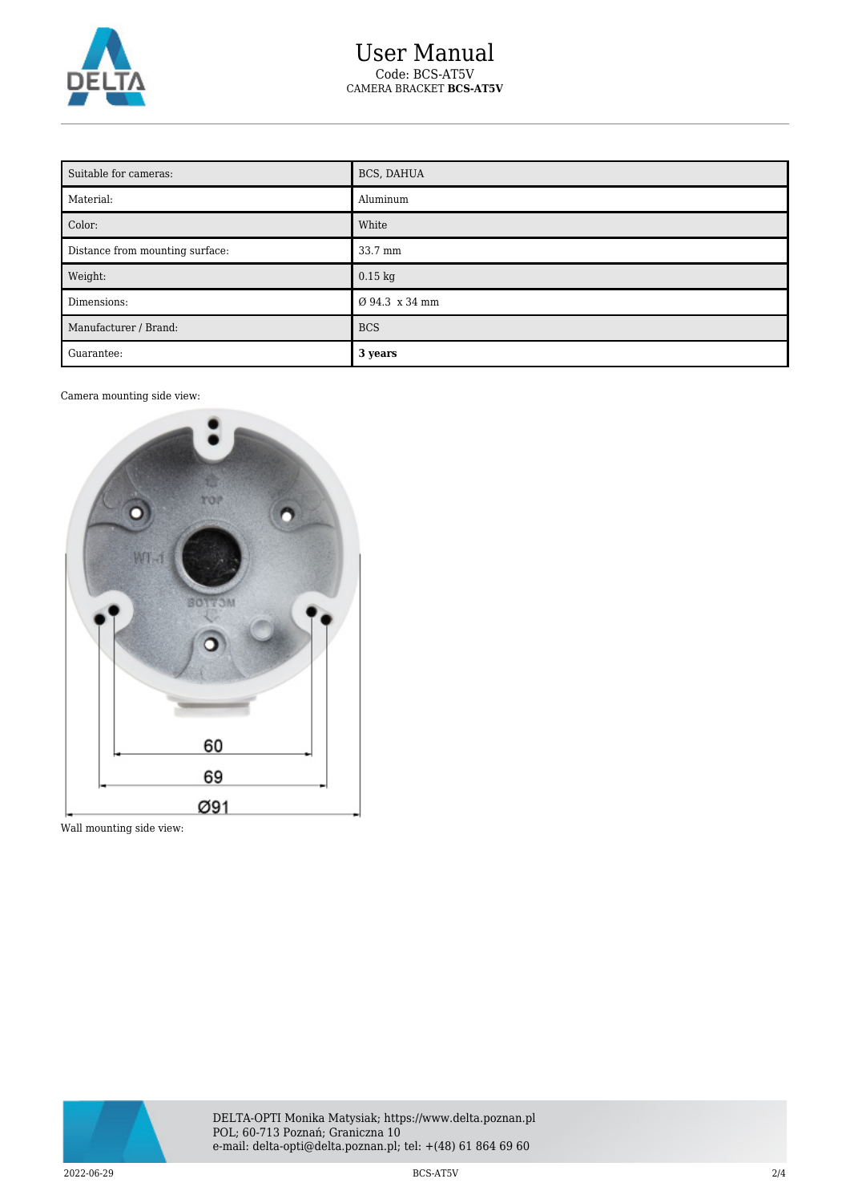| Suitable for cameras: | BCS, DAHUA |
| --- | --- |
| Material: | Aluminum |
| Color: | White |
| Distance from mounting surface: | 33.7 mm |
| Weight: | 0.15 kg |
| Dimensions: | Ø 94.3 x 34 mm |
| Manufacturer / Brand: | BCS |
| Guarantee: | **3 years** |

Camera mounting side view:

Wall mounting side view: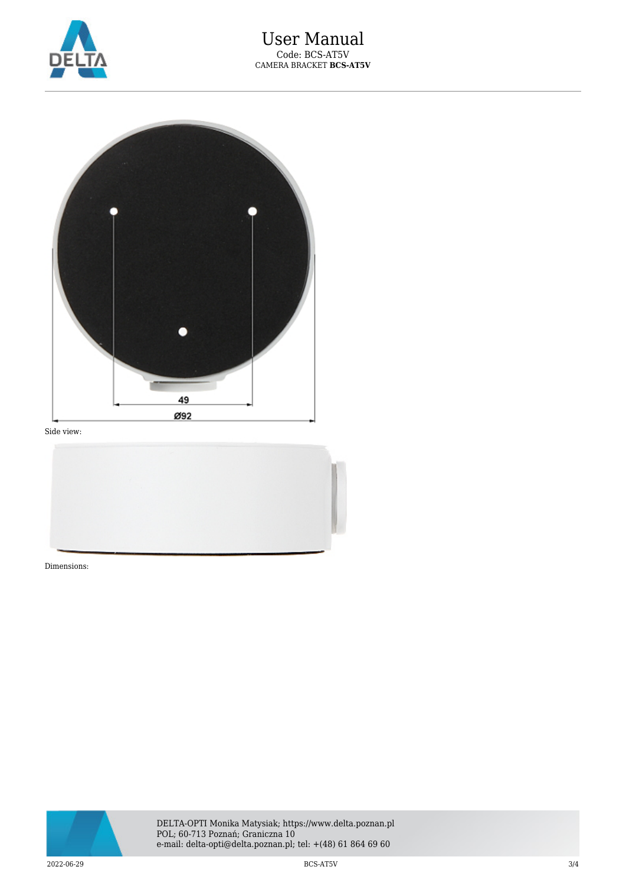49

Ø92

Side view:

Dimensions: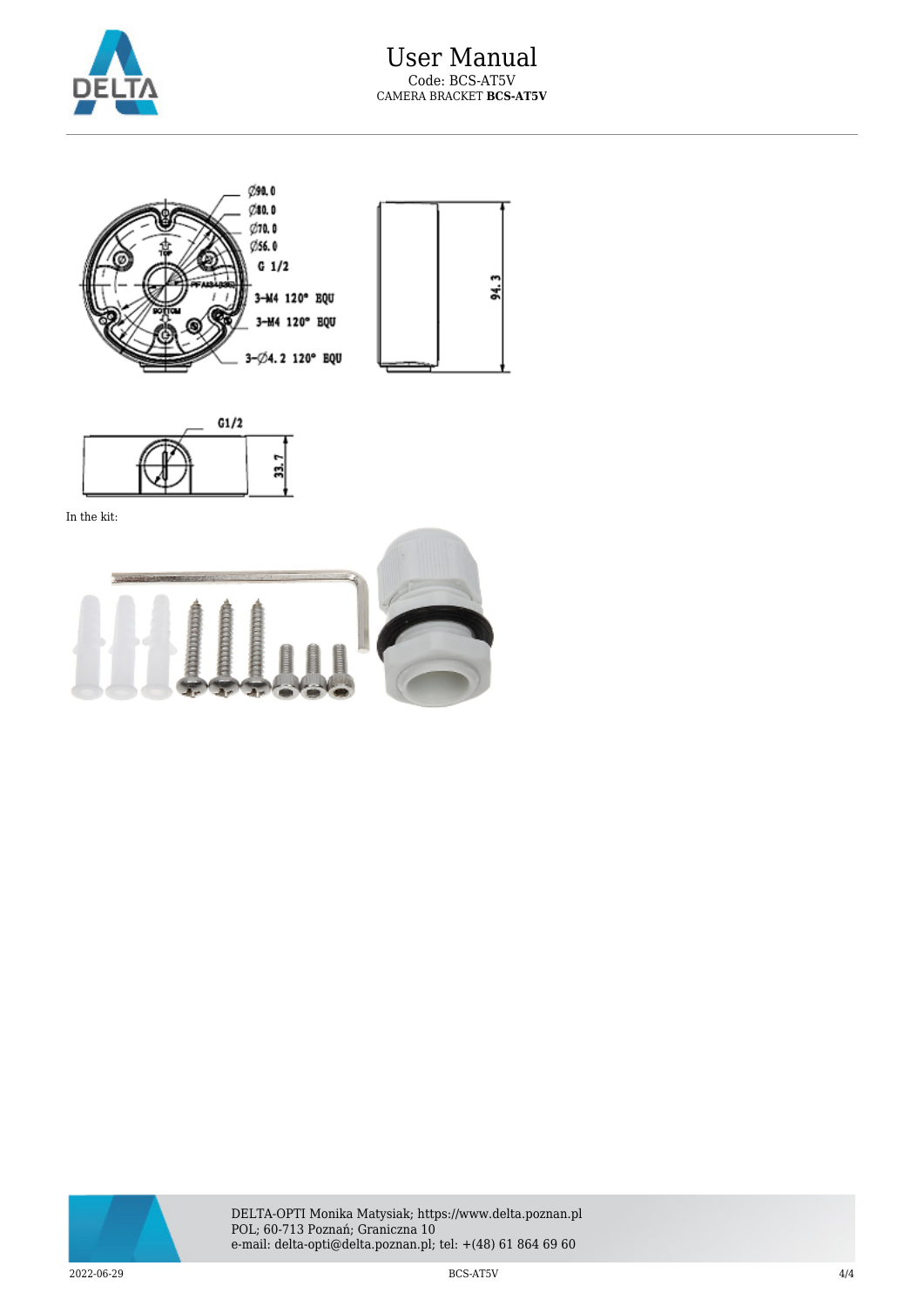In the kit: